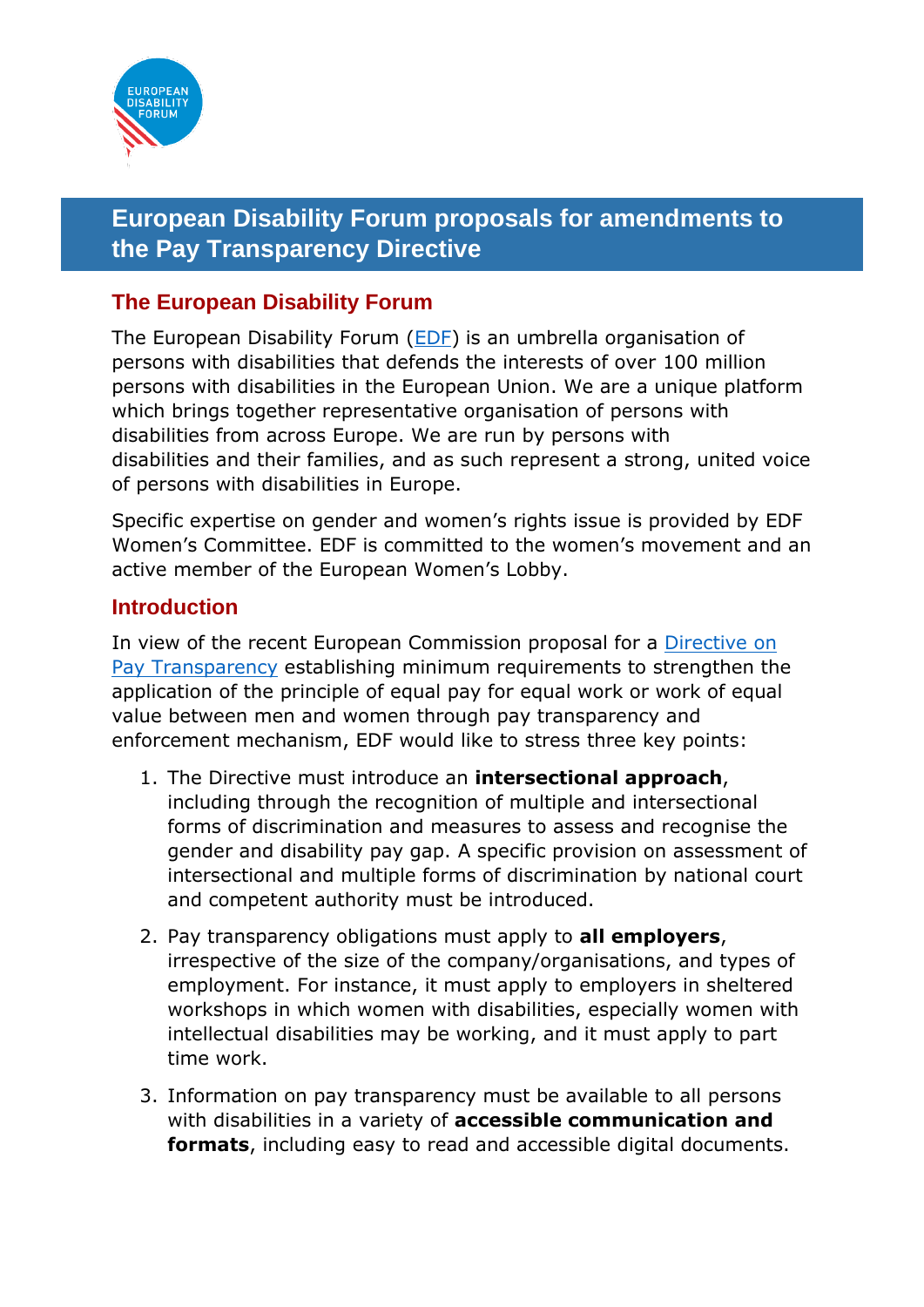# European Disability Forum proposals for amendments to the Pay Transparency Directive

## The European Disability Forum

The European Disability Forum (EDF) is an umbrella organisation of persons with disabilities that defends the interests of over 100 million persons with disabilities in the European Union. We are a unique platform which brings together representative organisation of persons with disabilities from across Europe. We are run by persons with disabilities and their families, and as such represent a strong, united voice of persons with disabilities in Europe.

Specific expertise on gender and women's rights issue is provided by EDF Women's Committee. EDF is committed to the women's movement and an active member of the European Women's Lobby.

## Introduction

In view of the recent European Commission proposal for a Directive on Pay Transparency establishing minimum requirements to strengthen the application of the principle of equal pay for equal work or work of equal value between men and women through pay transparency and enforcement mechanism, EDF would like to stress three key points:

1. The Directive must introduce an **intersectional approach**, including through the recognition of multiple and intersectional forms of discrimination and measures to assess and recognise the gender and disability pay gap. A specific provision on assessment of intersectional and multiple forms of discrimination by national court and competent authority must be introduced.
2. Pay transparency obligations must apply to **all employers**, irrespective of the size of the company/organisations, and types of employment. For instance, it must apply to employers in sheltered workshops in which women with disabilities, especially women with intellectual disabilities may be working, and it must apply to part time work.
3. Information on pay transparency must be available to all persons with disabilities in a variety of **accessible communication and formats**, including easy to read and accessible digital documents.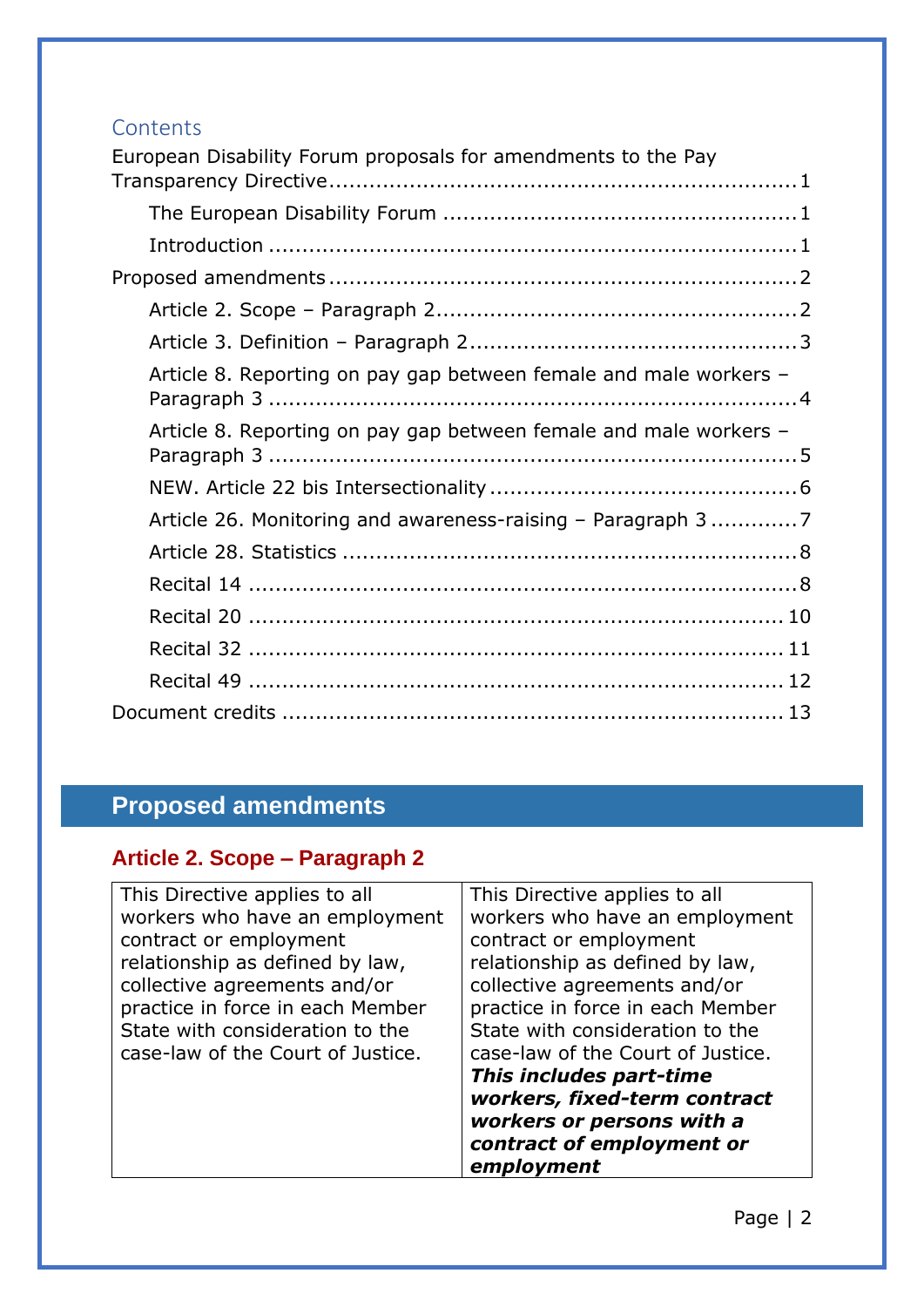## Contents

European Disability Forum proposals for amendments to the Pay Transparency Directive ........ 1

- The European Disability Forum ........ 1
- Introduction ........ 1

Proposed amendments ........ 2

- Article 2. Scope – Paragraph 2 ........ 2
- Article 3. Definition – Paragraph 2 ........ 3
- Article 8. Reporting on pay gap between female and male workers – Paragraph 3 ........ 4
- Article 8. Reporting on pay gap between female and male workers – Paragraph 3 ........ 5
- NEW. Article 22 bis Intersectionality ........ 6
- Article 26. Monitoring and awareness-raising – Paragraph 3 ........ 7
- Article 28. Statistics ........ 8
- Recital 14 ........ 8
- Recital 20 ........ 10
- Recital 32 ........ 11
- Recital 49 ........ 12

Document credits ........ 13

# Proposed amendments

### Article 2. Scope – Paragraph 2

| | |
|---|---|
| This Directive applies to all workers who have an employment contract or employment relationship as defined by law, collective agreements and/or practice in force in each Member State with consideration to the case-law of the Court of Justice. | This Directive applies to all workers who have an employment contract or employment relationship as defined by law, collective agreements and/or practice in force in each Member State with consideration to the case-law of the Court of Justice. ***This includes part-time workers, fixed-term contract workers or persons with a contract of employment or employment*** |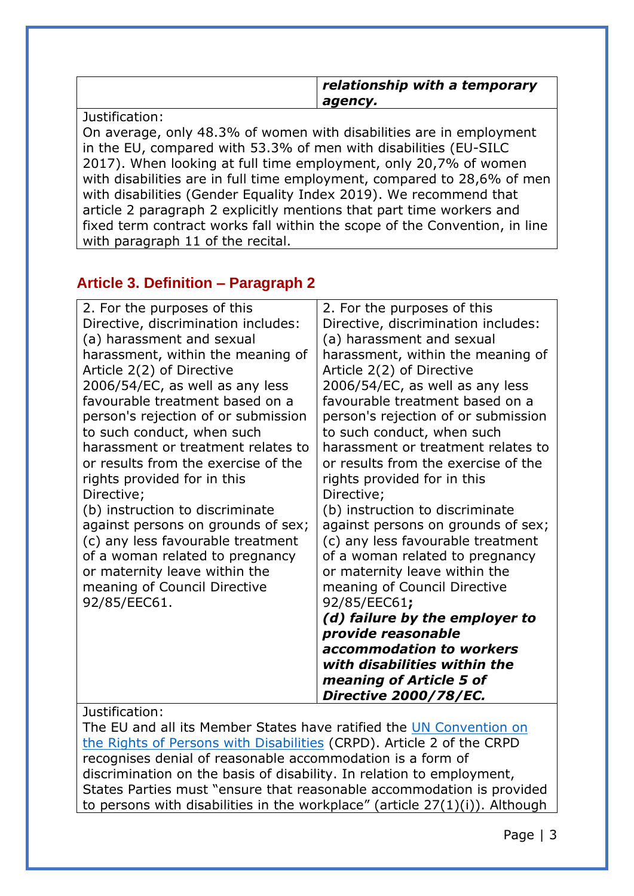| | ***relationship with a temporary agency.*** |
|---|---|

Justification:
On average, only 48.3% of women with disabilities are in employment in the EU, compared with 53.3% of men with disabilities (EU-SILC 2017). When looking at full time employment, only 20,7% of women with disabilities are in full time employment, compared to 28,6% of men with disabilities (Gender Equality Index 2019). We recommend that article 2 paragraph 2 explicitly mentions that part time workers and fixed term contract works fall within the scope of the Convention, in line with paragraph 11 of the recital.

## Article 3. Definition – Paragraph 2

| | |
|---|---|
| 2. For the purposes of this Directive, discrimination includes:<br>(a) harassment and sexual harassment, within the meaning of Article 2(2) of Directive 2006/54/EC, as well as any less favourable treatment based on a person's rejection of or submission to such conduct, when such harassment or treatment relates to or results from the exercise of the rights provided for in this Directive;<br>(b) instruction to discriminate against persons on grounds of sex;<br>(c) any less favourable treatment of a woman related to pregnancy or maternity leave within the meaning of Council Directive 92/85/EEC61. | 2. For the purposes of this Directive, discrimination includes:<br>(a) harassment and sexual harassment, within the meaning of Article 2(2) of Directive 2006/54/EC, as well as any less favourable treatment based on a person's rejection of or submission to such conduct, when such harassment or treatment relates to or results from the exercise of the rights provided for in this Directive;<br>(b) instruction to discriminate against persons on grounds of sex;<br>(c) any less favourable treatment of a woman related to pregnancy or maternity leave within the meaning of Council Directive 92/85/EEC61**;**<br>***(d) failure by the employer to provide reasonable accommodation to workers with disabilities within the meaning of Article 5 of Directive 2000/78/EC.*** |

Justification:
The EU and all its Member States have ratified the [UN Convention on the Rights of Persons with Disabilities] (CRPD). Article 2 of the CRPD recognises denial of reasonable accommodation is a form of discrimination on the basis of disability. In relation to employment, States Parties must "ensure that reasonable accommodation is provided to persons with disabilities in the workplace" (article 27(1)(i)). Although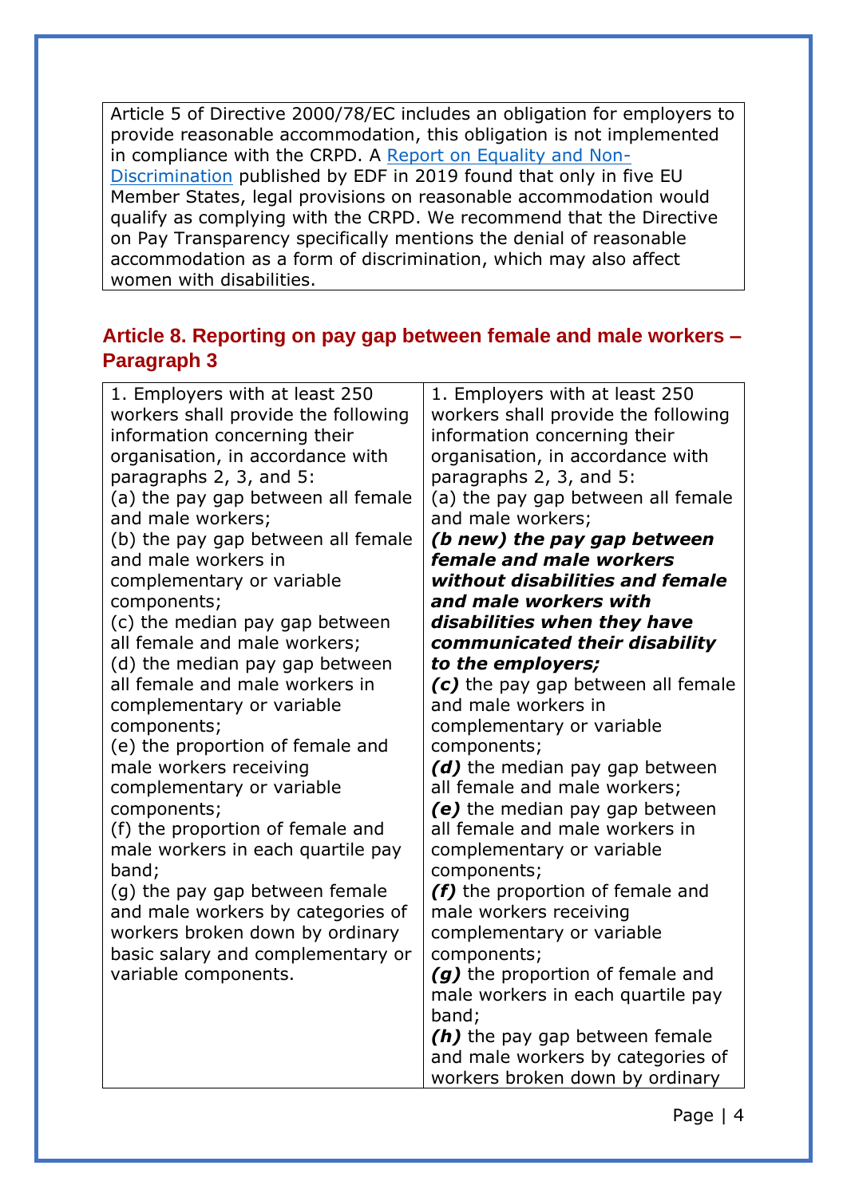Article 5 of Directive 2000/78/EC includes an obligation for employers to provide reasonable accommodation, this obligation is not implemented in compliance with the CRPD. A Report on Equality and Non-Discrimination published by EDF in 2019 found that only in five EU Member States, legal provisions on reasonable accommodation would qualify as complying with the CRPD. We recommend that the Directive on Pay Transparency specifically mentions the denial of reasonable accommodation as a form of discrimination, which may also affect women with disabilities.

## Article 8. Reporting on pay gap between female and male workers – Paragraph 3

| | |
|---|---|
| 1. Employers with at least 250 workers shall provide the following information concerning their organisation, in accordance with paragraphs 2, 3, and 5:<br>(a) the pay gap between all female and male workers;<br>(b) the pay gap between all female and male workers in complementary or variable components;<br>(c) the median pay gap between all female and male workers;<br>(d) the median pay gap between all female and male workers in complementary or variable components;<br>(e) the proportion of female and male workers receiving complementary or variable components;<br>(f) the proportion of female and male workers in each quartile pay band;<br>(g) the pay gap between female and male workers by categories of workers broken down by ordinary basic salary and complementary or variable components. | 1. Employers with at least 250 workers shall provide the following information concerning their organisation, in accordance with paragraphs 2, 3, and 5:<br>(a) the pay gap between all female and male workers;<br>***(b new) the pay gap between female and male workers without disabilities and female and male workers with disabilities when they have communicated their disability to the employers;***<br>***(c)*** the pay gap between all female and male workers in complementary or variable components;<br>***(d)*** the median pay gap between all female and male workers;<br>***(e)*** the median pay gap between all female and male workers in complementary or variable components;<br>***(f)*** the proportion of female and male workers receiving complementary or variable components;<br>***(g)*** the proportion of female and male workers in each quartile pay band;<br>***(h)*** the pay gap between female and male workers by categories of workers broken down by ordinary |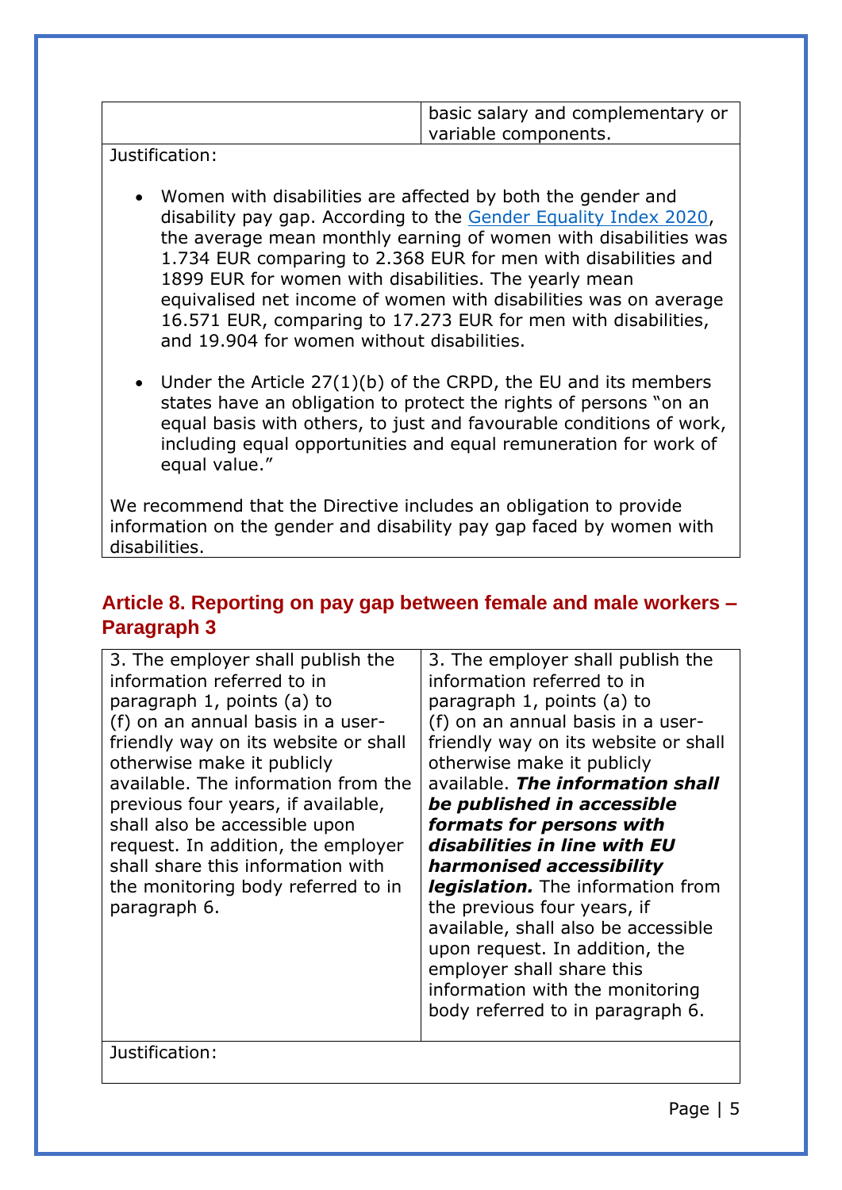| | basic salary and complementary or variable components. |
|---|---|

Justification:

- Women with disabilities are affected by both the gender and disability pay gap. According to the [Gender Equality Index 2020](), the average mean monthly earning of women with disabilities was 1.734 EUR comparing to 2.368 EUR for men with disabilities and 1899 EUR for women with disabilities. The yearly mean equivalised net income of women with disabilities was on average 16.571 EUR, comparing to 17.273 EUR for men with disabilities, and 19.904 for women without disabilities.

- Under the Article 27(1)(b) of the CRPD, the EU and its members states have an obligation to protect the rights of persons "on an equal basis with others, to just and favourable conditions of work, including equal opportunities and equal remuneration for work of equal value."

We recommend that the Directive includes an obligation to provide information on the gender and disability pay gap faced by women with disabilities.

## Article 8. Reporting on pay gap between female and male workers – Paragraph 3

| | |
|---|---|
| 3. The employer shall publish the information referred to in paragraph 1, points (a) to (f) on an annual basis in a user-friendly way on its website or shall otherwise make it publicly available. The information from the previous four years, if available, shall also be accessible upon request. In addition, the employer shall share this information with the monitoring body referred to in paragraph 6. | 3. The employer shall publish the information referred to in paragraph 1, points (a) to (f) on an annual basis in a user-friendly way on its website or shall otherwise make it publicly available. ***The information shall be published in accessible formats for persons with disabilities in line with EU harmonised accessibility legislation.*** The information from the previous four years, if available, shall also be accessible upon request. In addition, the employer shall share this information with the monitoring body referred to in paragraph 6. |

Justification: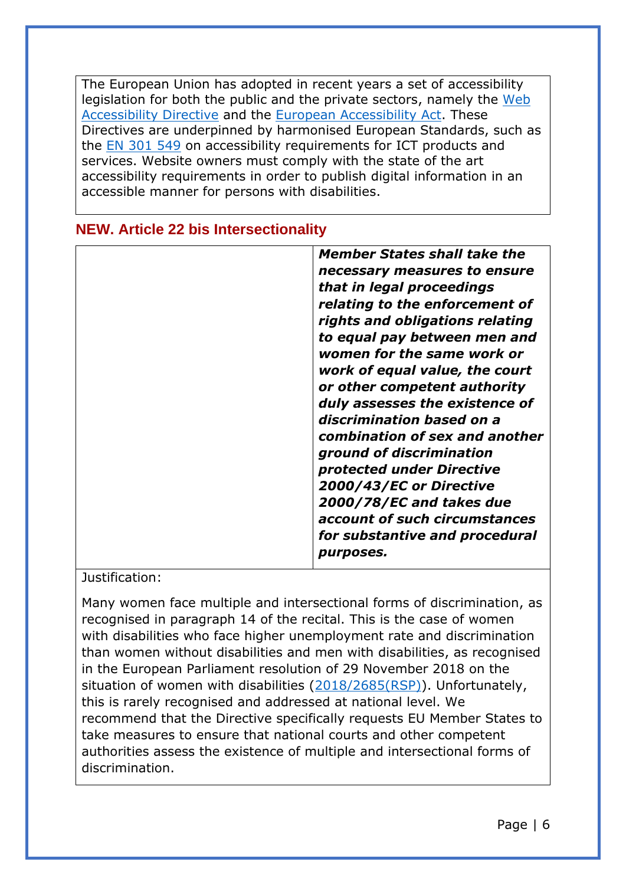The European Union has adopted in recent years a set of accessibility legislation for both the public and the private sectors, namely the Web Accessibility Directive and the European Accessibility Act. These Directives are underpinned by harmonised European Standards, such as the EN 301 549 on accessibility requirements for ICT products and services. Website owners must comply with the state of the art accessibility requirements in order to publish digital information in an accessible manner for persons with disabilities.

## NEW. Article 22 bis Intersectionality

| | |
|---|---|
| | ***Member States shall take the necessary measures to ensure that in legal proceedings relating to the enforcement of rights and obligations relating to equal pay between men and women for the same work or work of equal value, the court or other competent authority duly assesses the existence of discrimination based on a combination of sex and another ground of discrimination protected under Directive 2000/43/EC or Directive 2000/78/EC and takes due account of such circumstances for substantive and procedural purposes.*** |

Justification:

Many women face multiple and intersectional forms of discrimination, as recognised in paragraph 14 of the recital. This is the case of women with disabilities who face higher unemployment rate and discrimination than women without disabilities and men with disabilities, as recognised in the European Parliament resolution of 29 November 2018 on the situation of women with disabilities (2018/2685(RSP)). Unfortunately, this is rarely recognised and addressed at national level. We recommend that the Directive specifically requests EU Member States to take measures to ensure that national courts and other competent authorities assess the existence of multiple and intersectional forms of discrimination.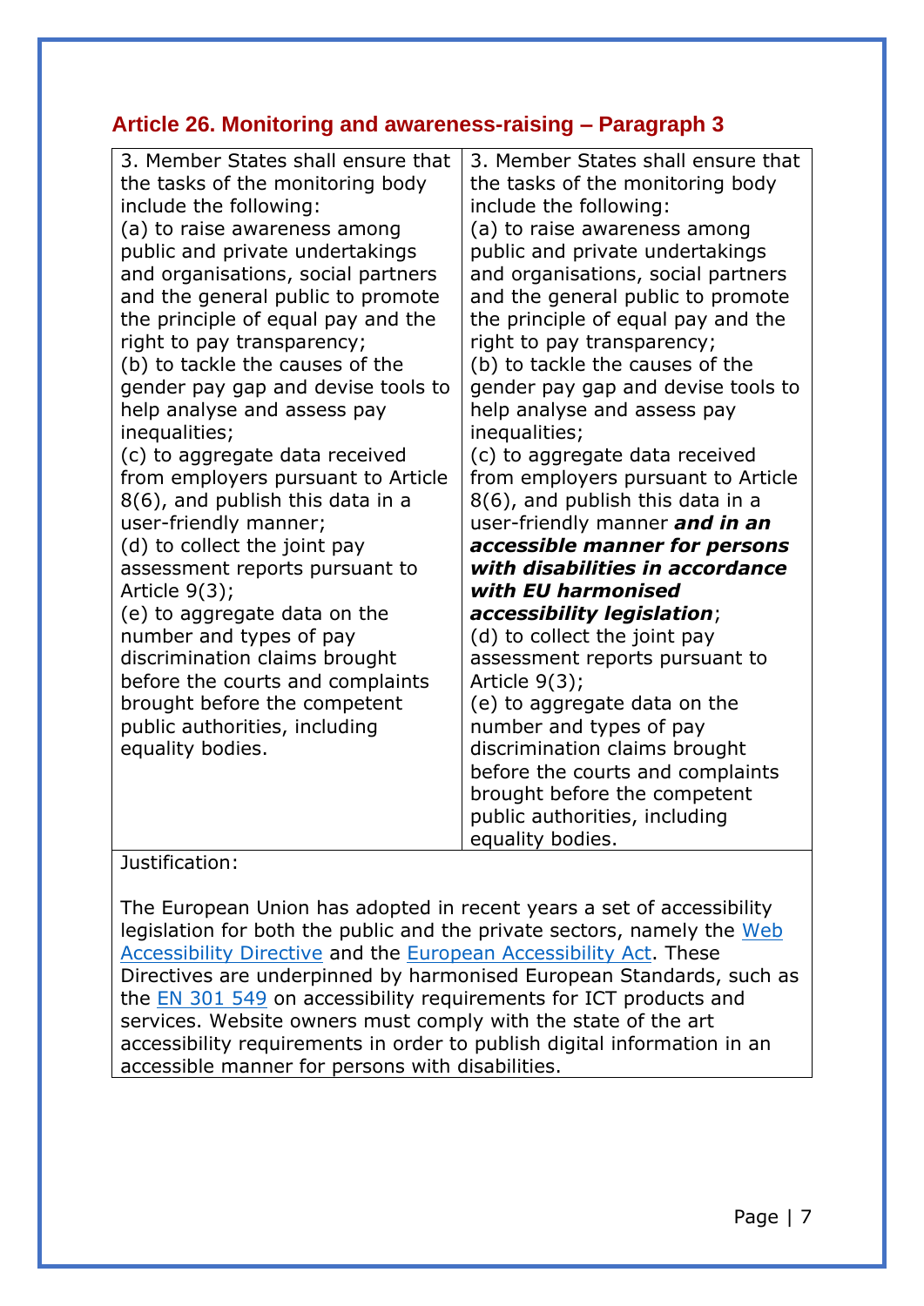### Article 26. Monitoring and awareness-raising – Paragraph 3

| | |
|---|---|
| 3. Member States shall ensure that the tasks of the monitoring body include the following:<br>(a) to raise awareness among public and private undertakings and organisations, social partners and the general public to promote the principle of equal pay and the right to pay transparency;<br>(b) to tackle the causes of the gender pay gap and devise tools to help analyse and assess pay inequalities;<br>(c) to aggregate data received from employers pursuant to Article 8(6), and publish this data in a user-friendly manner;<br>(d) to collect the joint pay assessment reports pursuant to Article 9(3);<br>(e) to aggregate data on the number and types of pay discrimination claims brought before the courts and complaints brought before the competent public authorities, including equality bodies. | 3. Member States shall ensure that the tasks of the monitoring body include the following:<br>(a) to raise awareness among public and private undertakings and organisations, social partners and the general public to promote the principle of equal pay and the right to pay transparency;<br>(b) to tackle the causes of the gender pay gap and devise tools to help analyse and assess pay inequalities;<br>(c) to aggregate data received from employers pursuant to Article 8(6), and publish this data in a user-friendly manner ***and in an accessible manner for persons with disabilities in accordance with EU harmonised accessibility legislation***;<br>(d) to collect the joint pay assessment reports pursuant to Article 9(3);<br>(e) to aggregate data on the number and types of pay discrimination claims brought before the courts and complaints brought before the competent public authorities, including equality bodies. |

Justification:

The European Union has adopted in recent years a set of accessibility legislation for both the public and the private sectors, namely the Web Accessibility Directive and the European Accessibility Act. These Directives are underpinned by harmonised European Standards, such as the EN 301 549 on accessibility requirements for ICT products and services. Website owners must comply with the state of the art accessibility requirements in order to publish digital information in an accessible manner for persons with disabilities.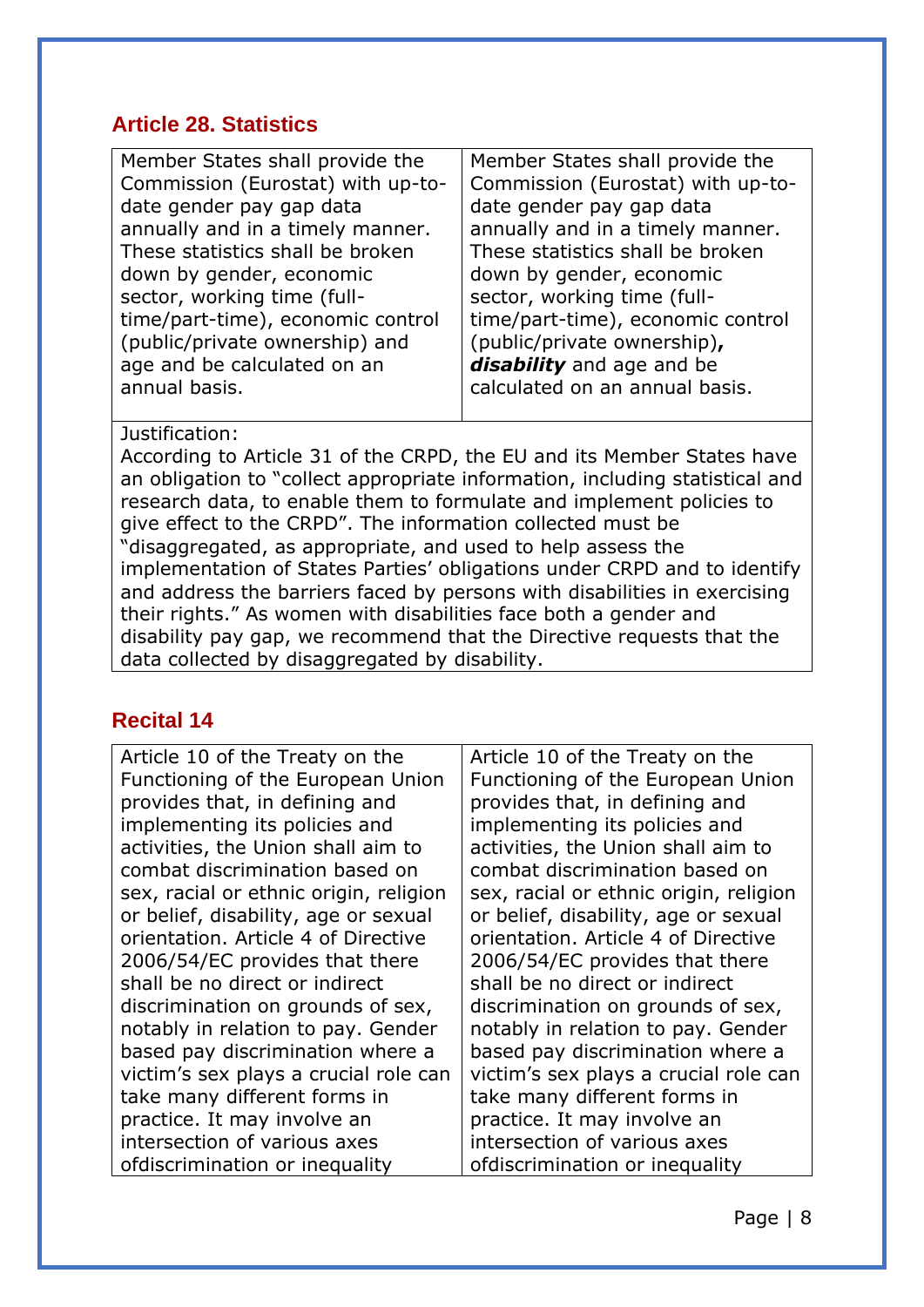## Article 28. Statistics

| | |
|---|---|
| Member States shall provide the Commission (Eurostat) with up-to-date gender pay gap data annually and in a timely manner. These statistics shall be broken down by gender, economic sector, working time (full-time/part-time), economic control (public/private ownership) and age and be calculated on an annual basis. | Member States shall provide the Commission (Eurostat) with up-to-date gender pay gap data annually and in a timely manner. These statistics shall be broken down by gender, economic sector, working time (full-time/part-time), economic control (public/private ownership)**,** ***disability*** and age and be calculated on an annual basis. |
| Justification: According to Article 31 of the CRPD, the EU and its Member States have an obligation to "collect appropriate information, including statistical and research data, to enable them to formulate and implement policies to give effect to the CRPD". The information collected must be "disaggregated, as appropriate, and used to help assess the implementation of States Parties' obligations under CRPD and to identify and address the barriers faced by persons with disabilities in exercising their rights." As women with disabilities face both a gender and disability pay gap, we recommend that the Directive requests that the data collected by disaggregated by disability. | |

## Recital 14

| | |
|---|---|
| Article 10 of the Treaty on the Functioning of the European Union provides that, in defining and implementing its policies and activities, the Union shall aim to combat discrimination based on sex, racial or ethnic origin, religion or belief, disability, age or sexual orientation. Article 4 of Directive 2006/54/EC provides that there shall be no direct or indirect discrimination on grounds of sex, notably in relation to pay. Gender based pay discrimination where a victim's sex plays a crucial role can take many different forms in practice. It may involve an intersection of various axes ofdiscrimination or inequality | Article 10 of the Treaty on the Functioning of the European Union provides that, in defining and implementing its policies and activities, the Union shall aim to combat discrimination based on sex, racial or ethnic origin, religion or belief, disability, age or sexual orientation. Article 4 of Directive 2006/54/EC provides that there shall be no direct or indirect discrimination on grounds of sex, notably in relation to pay. Gender based pay discrimination where a victim's sex plays a crucial role can take many different forms in practice. It may involve an intersection of various axes ofdiscrimination or inequality |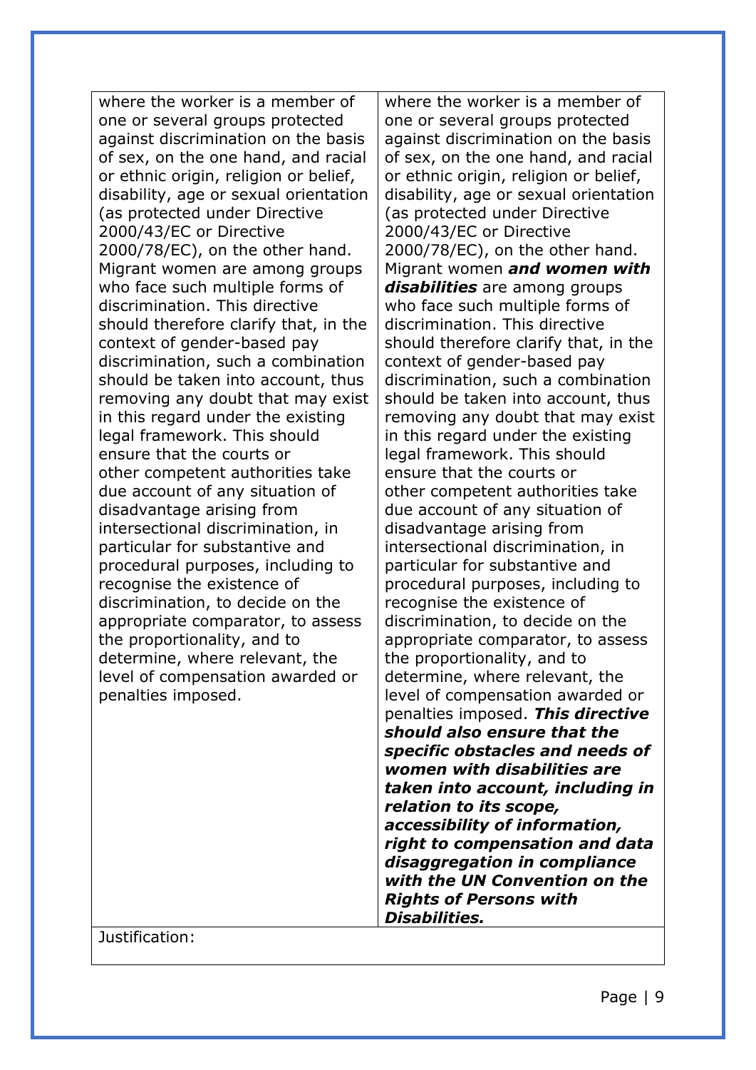| | |
|---|---|
| where the worker is a member of one or several groups protected against discrimination on the basis of sex, on the one hand, and racial or ethnic origin, religion or belief, disability, age or sexual orientation (as protected under Directive 2000/43/EC or Directive 2000/78/EC), on the other hand. Migrant women are among groups who face such multiple forms of discrimination. This directive should therefore clarify that, in the context of gender-based pay discrimination, such a combination should be taken into account, thus removing any doubt that may exist in this regard under the existing legal framework. This should ensure that the courts or other competent authorities take due account of any situation of disadvantage arising from intersectional discrimination, in particular for substantive and procedural purposes, including to recognise the existence of discrimination, to decide on the appropriate comparator, to assess the proportionality, and to determine, where relevant, the level of compensation awarded or penalties imposed. | where the worker is a member of one or several groups protected against discrimination on the basis of sex, on the one hand, and racial or ethnic origin, religion or belief, disability, age or sexual orientation (as protected under Directive 2000/43/EC or Directive 2000/78/EC), on the other hand. Migrant women ***and women with disabilities*** are among groups who face such multiple forms of discrimination. This directive should therefore clarify that, in the context of gender-based pay discrimination, such a combination should be taken into account, thus removing any doubt that may exist in this regard under the existing legal framework. This should ensure that the courts or other competent authorities take due account of any situation of disadvantage arising from intersectional discrimination, in particular for substantive and procedural purposes, including to recognise the existence of discrimination, to decide on the appropriate comparator, to assess the proportionality, and to determine, where relevant, the level of compensation awarded or penalties imposed. ***This directive should also ensure that the specific obstacles and needs of women with disabilities are taken into account, including in relation to its scope, accessibility of information, right to compensation and data disaggregation in compliance with the UN Convention on the Rights of Persons with Disabilities.*** |
| Justification: | |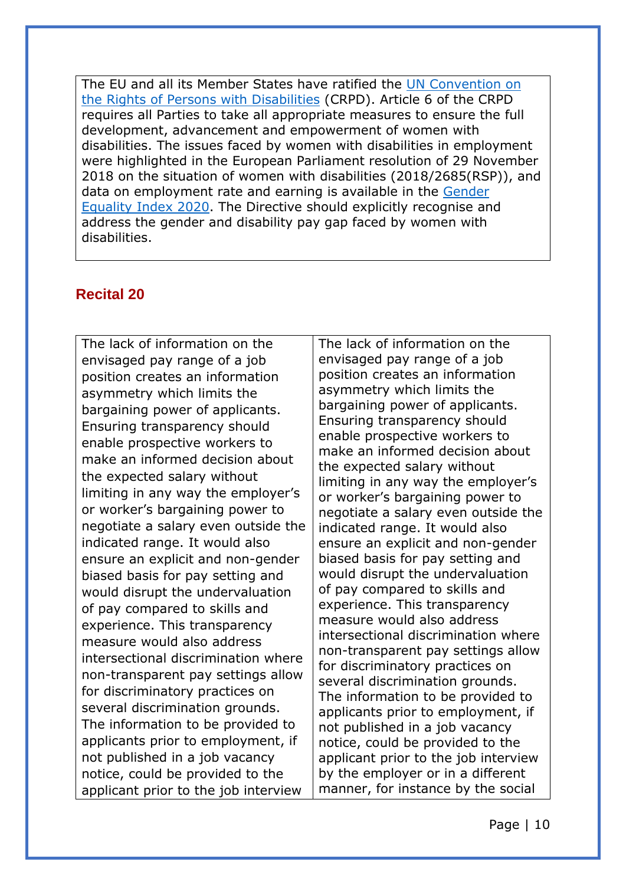| The EU and all its Member States have ratified the [UN Convention on the Rights of Persons with Disabilities](#) (CRPD). Article 6 of the CRPD requires all Parties to take all appropriate measures to ensure the full development, advancement and empowerment of women with disabilities. The issues faced by women with disabilities in employment were highlighted in the European Parliament resolution of 29 November 2018 on the situation of women with disabilities (2018/2685(RSP)), and data on employment rate and earning is available in the [Gender Equality Index 2020](#). The Directive should explicitly recognise and address the gender and disability pay gap faced by women with disabilities. |
|---|

## Recital 20

| | |
|---|---|
| The lack of information on the envisaged pay range of a job position creates an information asymmetry which limits the bargaining power of applicants. Ensuring transparency should enable prospective workers to make an informed decision about the expected salary without limiting in any way the employer's or worker's bargaining power to negotiate a salary even outside the indicated range. It would also ensure an explicit and non-gender biased basis for pay setting and would disrupt the undervaluation of pay compared to skills and experience. This transparency measure would also address intersectional discrimination where non-transparent pay settings allow for discriminatory practices on several discrimination grounds. The information to be provided to applicants prior to employment, if not published in a job vacancy notice, could be provided to the applicant prior to the job interview | The lack of information on the envisaged pay range of a job position creates an information asymmetry which limits the bargaining power of applicants. Ensuring transparency should enable prospective workers to make an informed decision about the expected salary without limiting in any way the employer's or worker's bargaining power to negotiate a salary even outside the indicated range. It would also ensure an explicit and non-gender biased basis for pay setting and would disrupt the undervaluation of pay compared to skills and experience. This transparency measure would also address intersectional discrimination where non-transparent pay settings allow for discriminatory practices on several discrimination grounds. The information to be provided to applicants prior to employment, if not published in a job vacancy notice, could be provided to the applicant prior to the job interview by the employer or in a different manner, for instance by the social |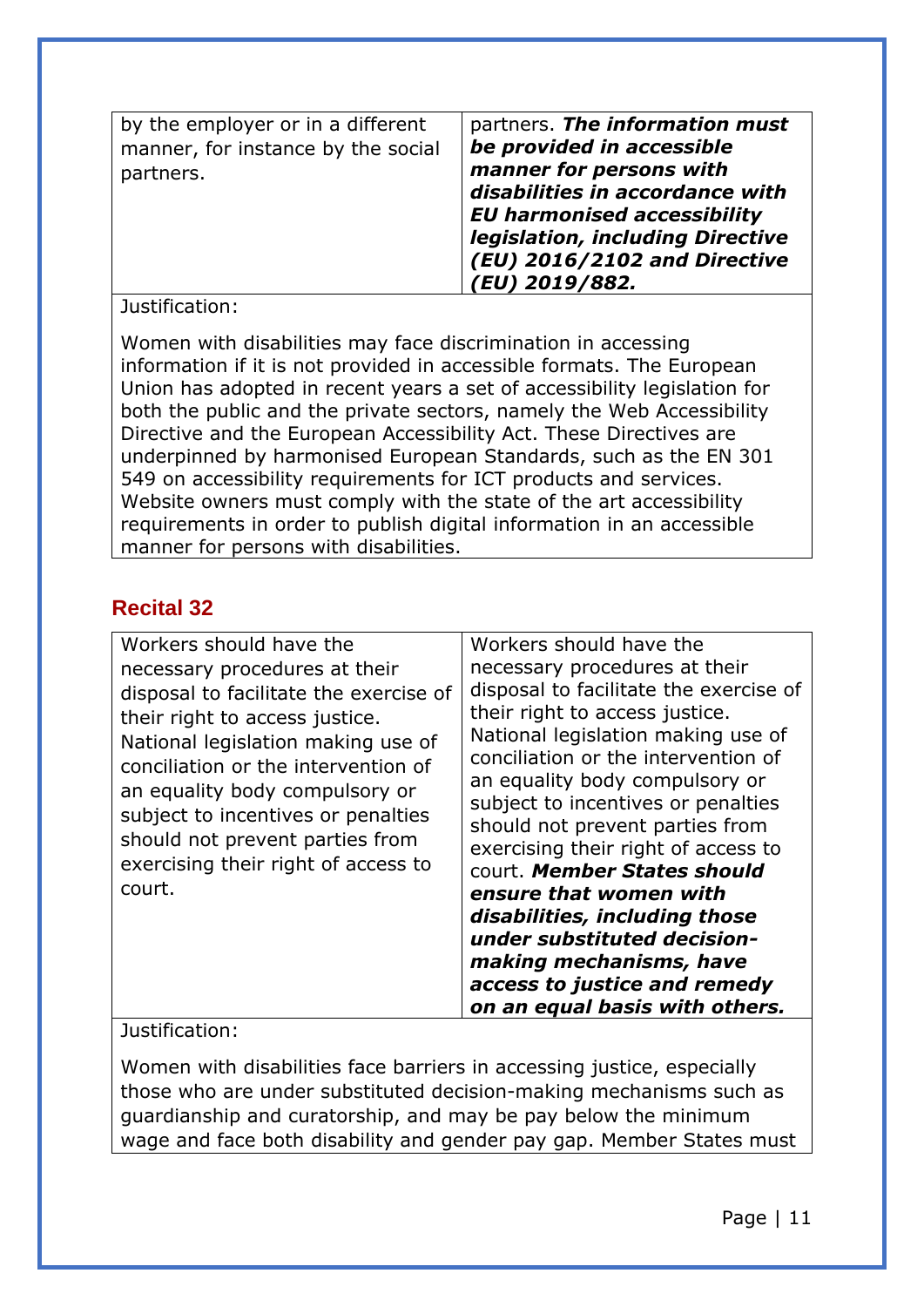| | |
|---|---|
| by the employer or in a different manner, for instance by the social partners. | partners. ***The information must be provided in accessible manner for persons with disabilities in accordance with EU harmonised accessibility legislation, including Directive (EU) 2016/2102 and Directive (EU) 2019/882.*** |

Justification:

Women with disabilities may face discrimination in accessing information if it is not provided in accessible formats. The European Union has adopted in recent years a set of accessibility legislation for both the public and the private sectors, namely the Web Accessibility Directive and the European Accessibility Act. These Directives are underpinned by harmonised European Standards, such as the EN 301 549 on accessibility requirements for ICT products and services. Website owners must comply with the state of the art accessibility requirements in order to publish digital information in an accessible manner for persons with disabilities.

## Recital 32

| | |
|---|---|
| Workers should have the necessary procedures at their disposal to facilitate the exercise of their right to access justice. National legislation making use of conciliation or the intervention of an equality body compulsory or subject to incentives or penalties should not prevent parties from exercising their right of access to court. | Workers should have the necessary procedures at their disposal to facilitate the exercise of their right to access justice. National legislation making use of conciliation or the intervention of an equality body compulsory or subject to incentives or penalties should not prevent parties from exercising their right of access to court. ***Member States should ensure that women with disabilities, including those under substituted decision-making mechanisms, have access to justice and remedy on an equal basis with others.*** |

Justification:

Women with disabilities face barriers in accessing justice, especially those who are under substituted decision-making mechanisms such as guardianship and curatorship, and may be pay below the minimum wage and face both disability and gender pay gap. Member States must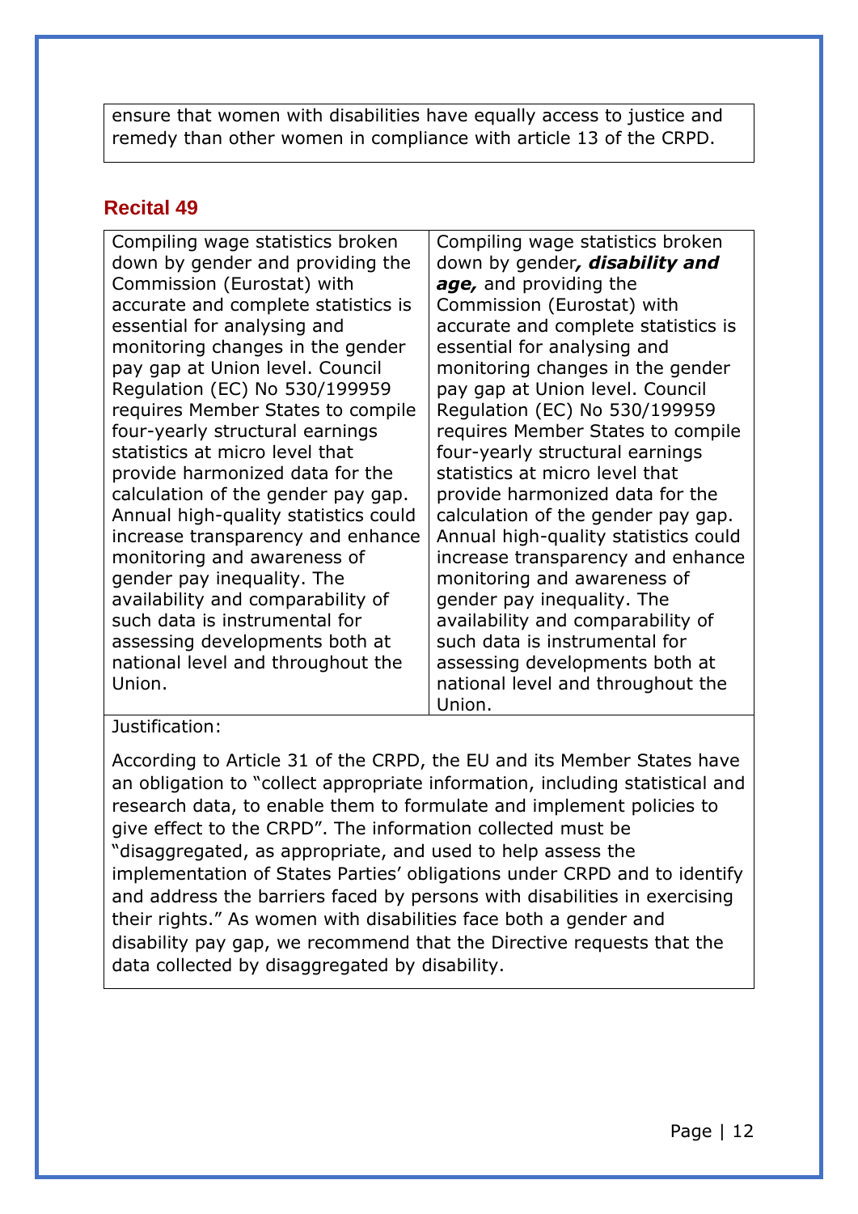| ensure that women with disabilities have equally access to justice and remedy than other women in compliance with article 13 of the CRPD. |
|---|

## Recital 49

| | |
|---|---|
| Compiling wage statistics broken down by gender and providing the Commission (Eurostat) with accurate and complete statistics is essential for analysing and monitoring changes in the gender pay gap at Union level. Council Regulation (EC) No 530/199959 requires Member States to compile four-yearly structural earnings statistics at micro level that provide harmonized data for the calculation of the gender pay gap. Annual high-quality statistics could increase transparency and enhance monitoring and awareness of gender pay inequality. The availability and comparability of such data is instrumental for assessing developments both at national level and throughout the Union. | Compiling wage statistics broken down by gender***, disability and age,*** and providing the Commission (Eurostat) with accurate and complete statistics is essential for analysing and monitoring changes in the gender pay gap at Union level. Council Regulation (EC) No 530/199959 requires Member States to compile four-yearly structural earnings statistics at micro level that provide harmonized data for the calculation of the gender pay gap. Annual high-quality statistics could increase transparency and enhance monitoring and awareness of gender pay inequality. The availability and comparability of such data is instrumental for assessing developments both at national level and throughout the Union. |
| Justification:<br><br>According to Article 31 of the CRPD, the EU and its Member States have an obligation to "collect appropriate information, including statistical and research data, to enable them to formulate and implement policies to give effect to the CRPD". The information collected must be "disaggregated, as appropriate, and used to help assess the implementation of States Parties' obligations under CRPD and to identify and address the barriers faced by persons with disabilities in exercising their rights." As women with disabilities face both a gender and disability pay gap, we recommend that the Directive requests that the data collected by disaggregated by disability. | |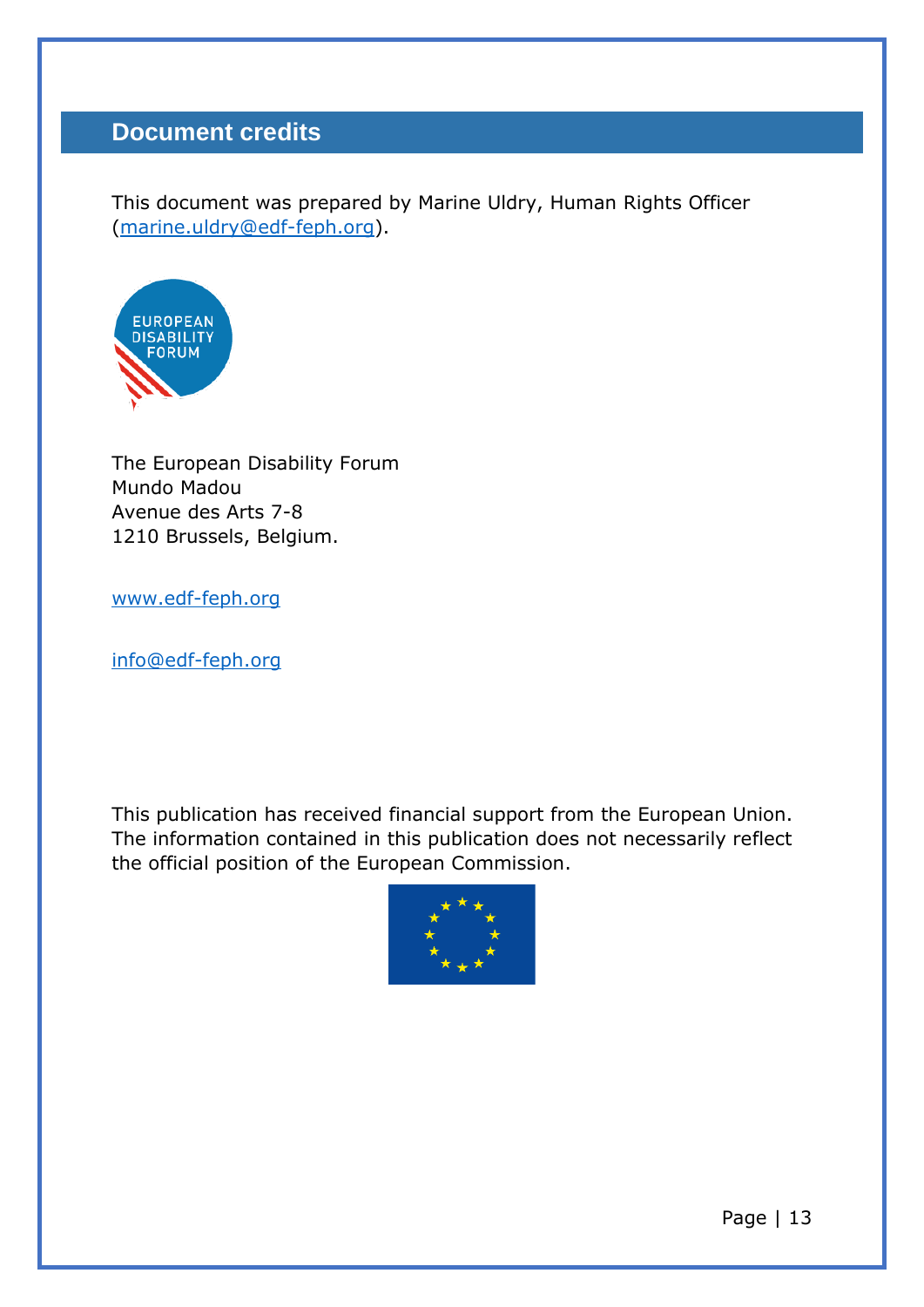## Document credits

This document was prepared by Marine Uldry, Human Rights Officer (marine.uldry@edf-feph.org).

The European Disability Forum
Mundo Madou
Avenue des Arts 7-8
1210 Brussels, Belgium.

www.edf-feph.org

info@edf-feph.org

This publication has received financial support from the European Union. The information contained in this publication does not necessarily reflect the official position of the European Commission.